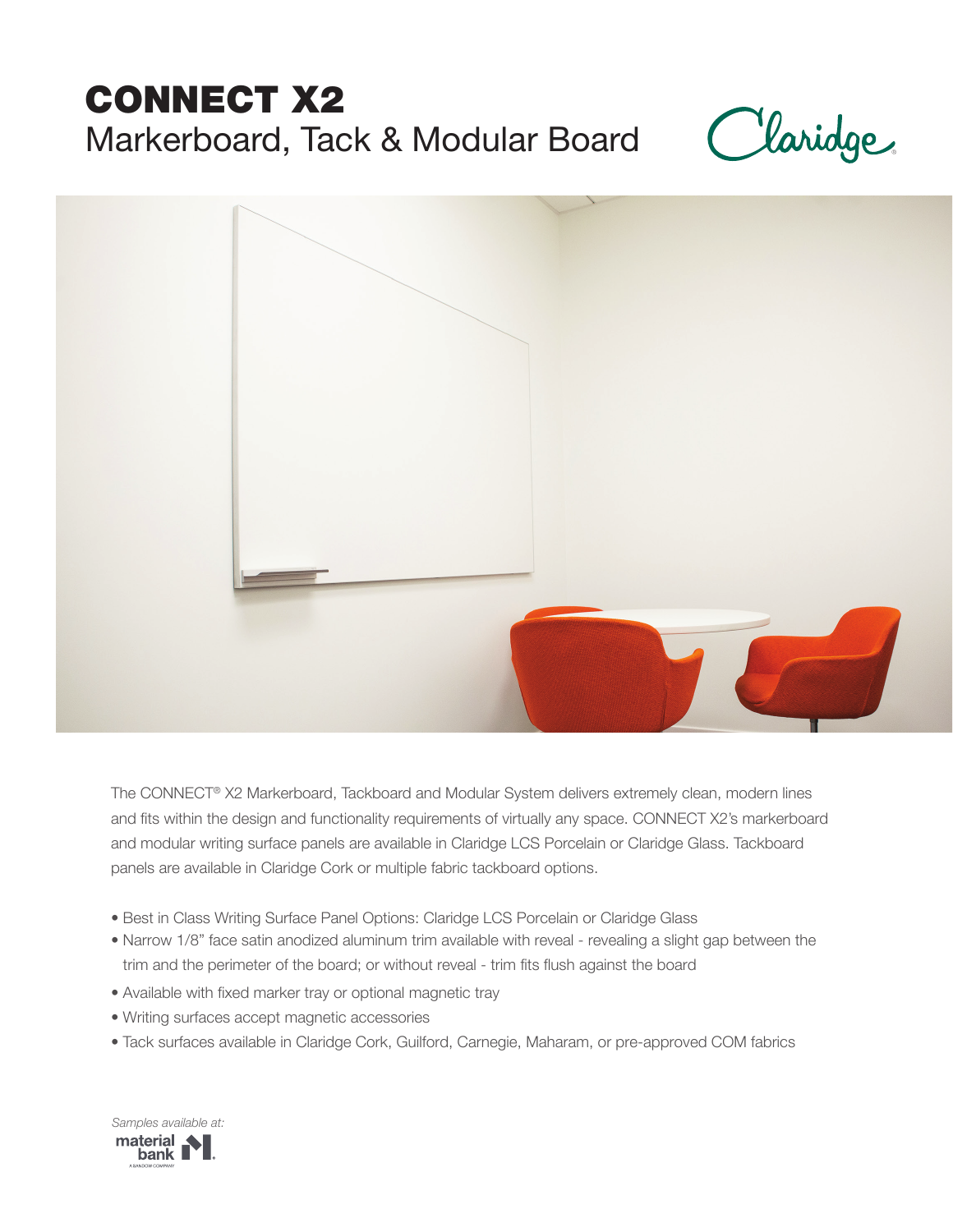# CONNECT X2

## Markerboard, Tack & Modular Board

The CONNECT® X2 Markerboard, Tackboard and Modular System delivers extremely clean, modern lines and fits within the design and functionality requirements of virtually any space. CONNECT X2's markerboard and modular writing surface panels are available in Claridge LCS Porcelain or Claridge Glass. Tackboard panels are available in Claridge Cork or multiple fabric tackboard options.

- Best in Class Writing Surface Panel Options: Claridge LCS Porcelain or Claridge Glass
- Narrow 1/8" face satin anodized aluminum trim available with reveal - revealing a slight gap between the trim and the perimeter of the board; or without reveal - trim fits flush against the board
- Available with fixed marker tray or optional magnetic tray
- Writing surfaces accept magnetic accessories
- Tack surfaces available in Claridge Cork, Guilford, Carnegie, Maharam, or pre-approved COM fabrics

*Samples available at:*

material bank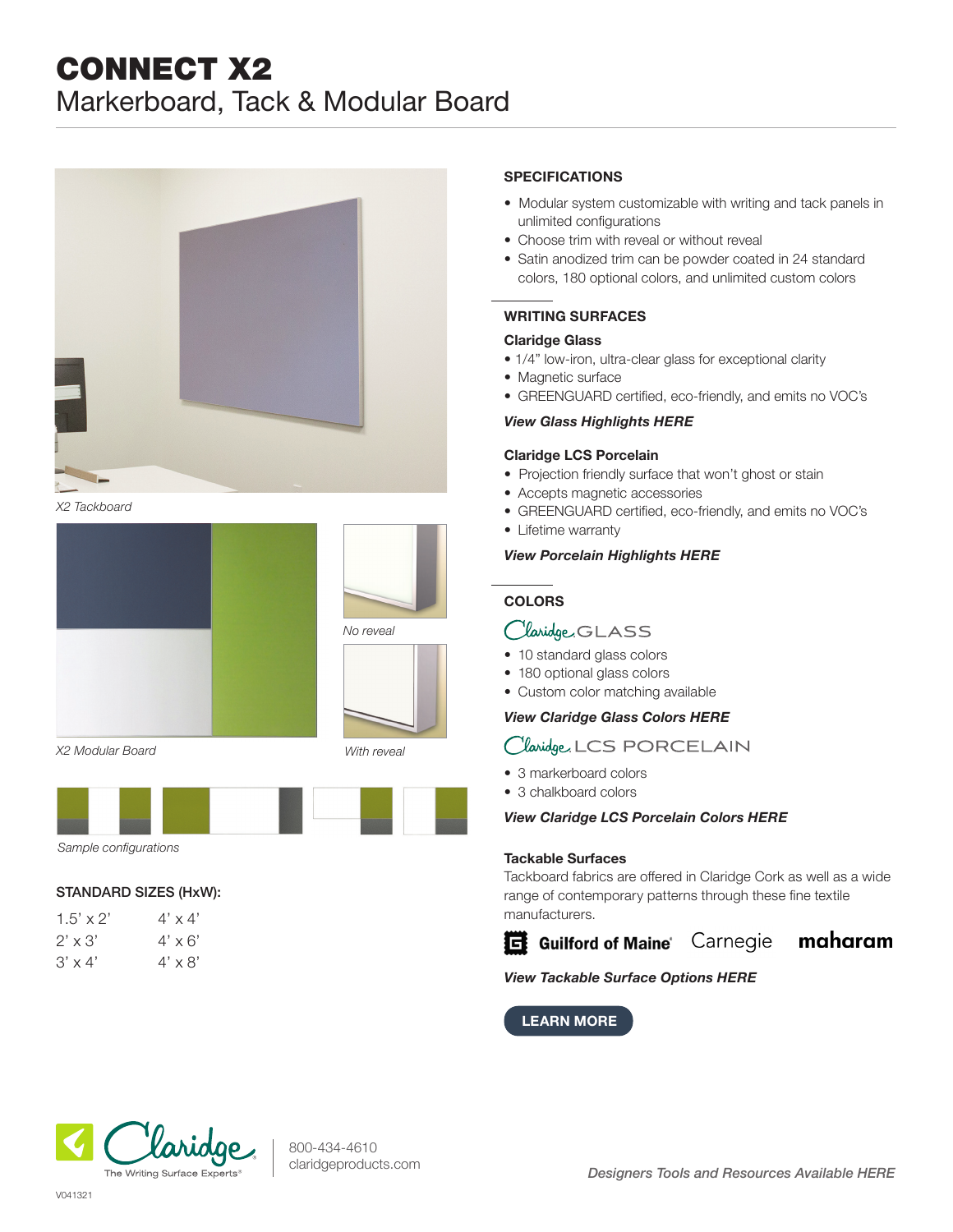# CONNECT X2

## Markerboard, Tack & Modular Board

X2 Tackboard

X2 Modular Board

No reveal

With reveal

Sample configurations

STANDARD SIZES (HxW):

| | |
|---|---|
| 1.5' x 2' | 4' x 4' |
| 2' x 3' | 4' x 6' |
| 3' x 4' | 4' x 8' |

### SPECIFICATIONS

- Modular system customizable with writing and tack panels in unlimited configurations
- Choose trim with reveal or without reveal
- Satin anodized trim can be powder coated in 24 standard colors, 180 optional colors, and unlimited custom colors

### WRITING SURFACES

**Claridge Glass**

- 1/4" low-iron, ultra-clear glass for exceptional clarity
- Magnetic surface
- GREENGUARD certified, eco-friendly, and emits no VOC's

***View Glass Highlights HERE***

**Claridge LCS Porcelain**

- Projection friendly surface that won't ghost or stain
- Accepts magnetic accessories
- GREENGUARD certified, eco-friendly, and emits no VOC's
- Lifetime warranty

***View Porcelain Highlights HERE***

### COLORS

Claridge GLASS

- 10 standard glass colors
- 180 optional glass colors
- Custom color matching available

***View Claridge Glass Colors HERE***

Claridge LCS PORCELAIN

- 3 markerboard colors
- 3 chalkboard colors

***View Claridge LCS Porcelain Colors HERE***

**Tackable Surfaces**

Tackboard fabrics are offered in Claridge Cork as well as a wide range of contemporary patterns through these fine textile manufacturers.

Guilford of Maine® Carnegie maharam

***View Tackable Surface Options HERE***

LEARN MORE

Claridge The Writing Surface Experts®

800-434-4610
claridgeproducts.com

*Designers Tools and Resources Available HERE*

V041321